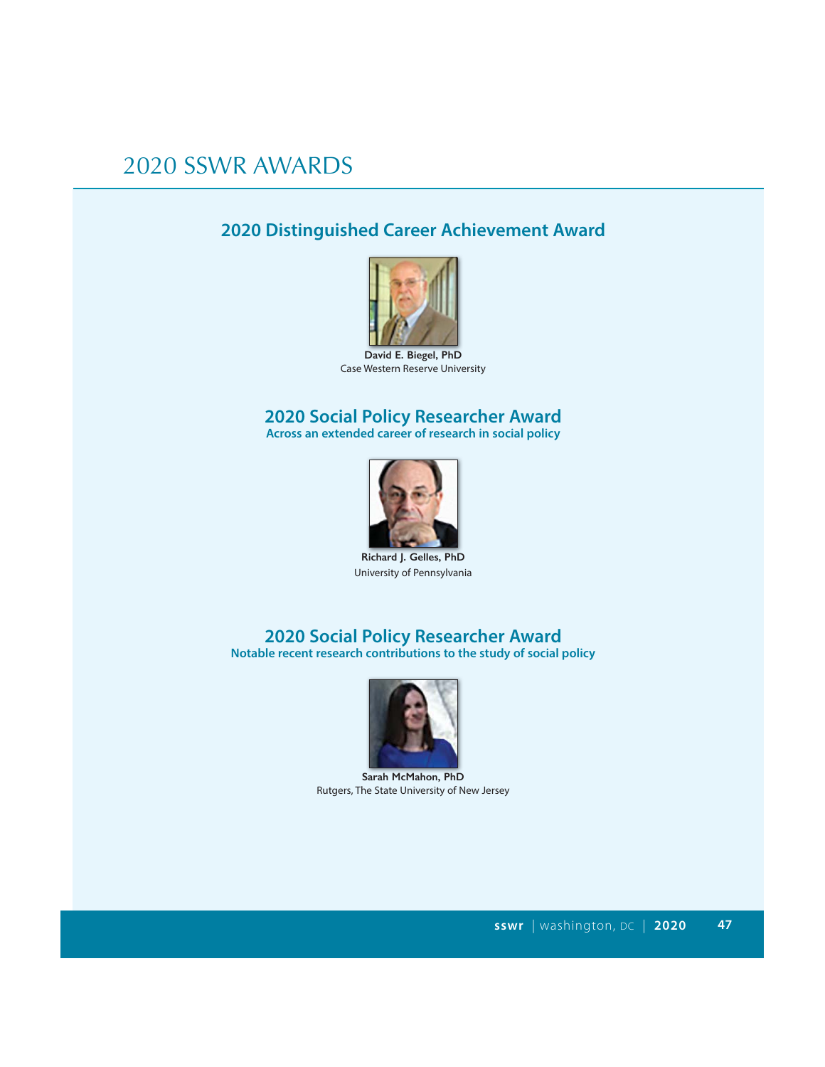# 2020 SSWR AWARDS

## 2020 Distinguished Career Achievement Award

**David E. Biegel, PhD**
Case Western Reserve University

## 2020 Social Policy Researcher Award

**Across an extended career of research in social policy**

**Richard J. Gelles, PhD**
University of Pennsylvania

## 2020 Social Policy Researcher Award

**Notable recent research contributions to the study of social policy**

**Sarah McMahon, PhD**
Rutgers, The State University of New Jersey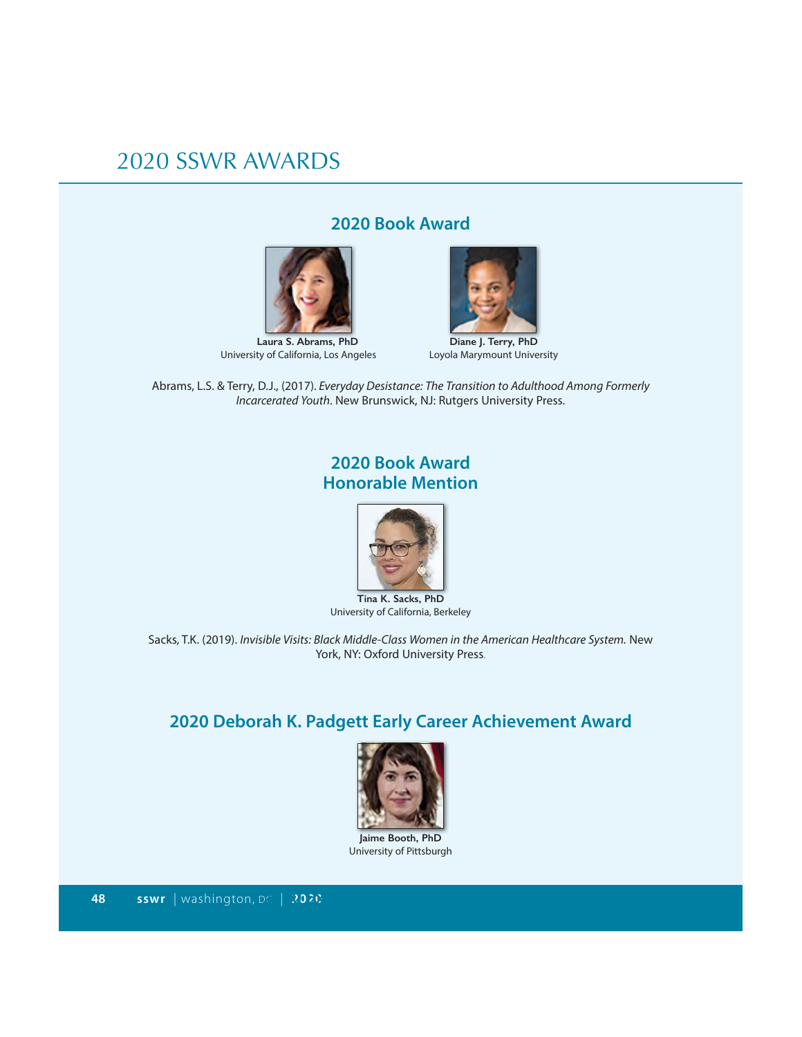# 2020 SSWR AWARDS

## 2020 Book Award

**Laura S. Abrams, PhD**
University of California, Los Angeles

**Diane J. Terry, PhD**
Loyola Marymount University

Abrams, L.S. & Terry, D.J., (2017). *Everyday Desistance: The Transition to Adulthood Among Formerly Incarcerated Youth*. New Brunswick, NJ: Rutgers University Press.

## 2020 Book Award Honorable Mention

**Tina K. Sacks, PhD**
University of California, Berkeley

Sacks, T.K. (2019). *Invisible Visits: Black Middle-Class Women in the American Healthcare System.* New York, NY: Oxford University Press.

## 2020 Deborah K. Padgett Early Career Achievement Award

**Jaime Booth, PhD**
University of Pittsburgh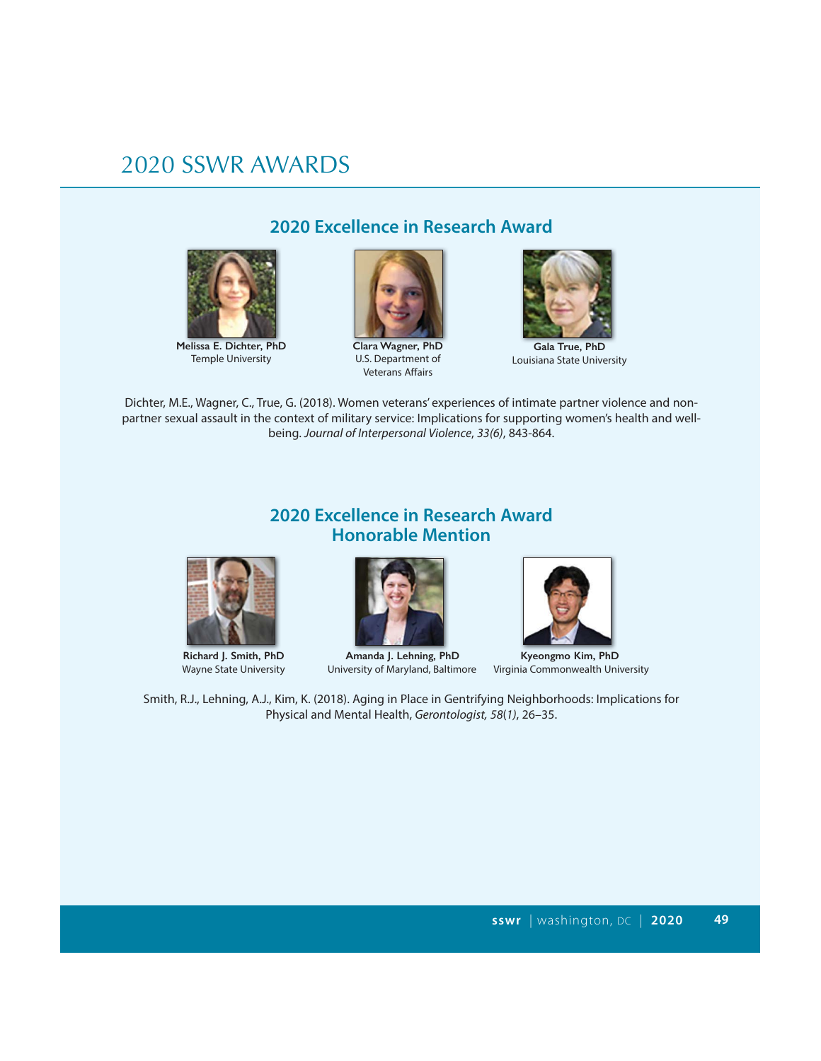# 2020 SSWR AWARDS

## 2020 Excellence in Research Award

**Melissa E. Dichter, PhD**
Temple University

**Clara Wagner, PhD**
U.S. Department of Veterans Affairs

**Gala True, PhD**
Louisiana State University

Dichter, M.E., Wagner, C., True, G. (2018). Women veterans' experiences of intimate partner violence and non-partner sexual assault in the context of military service: Implications for supporting women's health and well-being. *Journal of Interpersonal Violence*, *33(6)*, 843-864.

## 2020 Excellence in Research Award Honorable Mention

**Richard J. Smith, PhD**
Wayne State University

**Amanda J. Lehning, PhD**
University of Maryland, Baltimore

**Kyeongmo Kim, PhD**
Virginia Commonwealth University

Smith, R.J., Lehning, A.J., Kim, K. (2018). Aging in Place in Gentrifying Neighborhoods: Implications for Physical and Mental Health, *Gerontologist, 58*(*1)*, 26–35.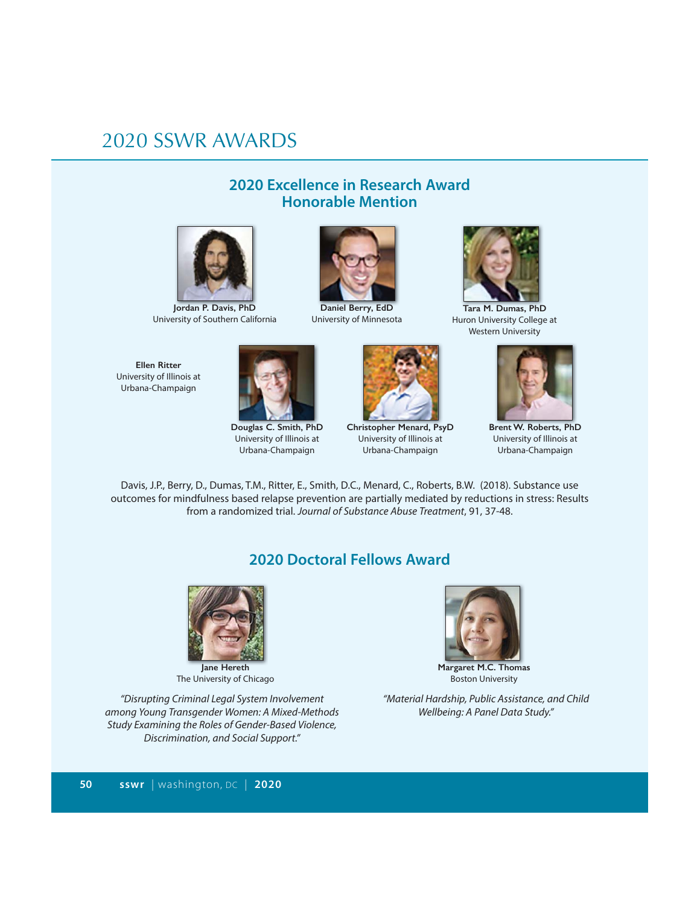# 2020 SSWR AWARDS

## 2020 Excellence in Research Award Honorable Mention

**Jordan P. Davis, PhD**
University of Southern California

**Daniel Berry, EdD**
University of Minnesota

**Tara M. Dumas, PhD**
Huron University College at Western University

**Ellen Ritter**
University of Illinois at Urbana-Champaign

**Douglas C. Smith, PhD**
University of Illinois at Urbana-Champaign

**Christopher Menard, PsyD**
University of Illinois at Urbana-Champaign

**Brent W. Roberts, PhD**
University of Illinois at Urbana-Champaign

Davis, J.P., Berry, D., Dumas, T.M., Ritter, E., Smith, D.C., Menard, C., Roberts, B.W. (2018). Substance use outcomes for mindfulness based relapse prevention are partially mediated by reductions in stress: Results from a randomized trial. *Journal of Substance Abuse Treatment*, 91, 37-48.

## 2020 Doctoral Fellows Award

**Jane Hereth**
The University of Chicago

*"Disrupting Criminal Legal System Involvement among Young Transgender Women: A Mixed-Methods Study Examining the Roles of Gender-Based Violence, Discrimination, and Social Support."*

**Margaret M.C. Thomas**
Boston University

*"Material Hardship, Public Assistance, and Child Wellbeing: A Panel Data Study."*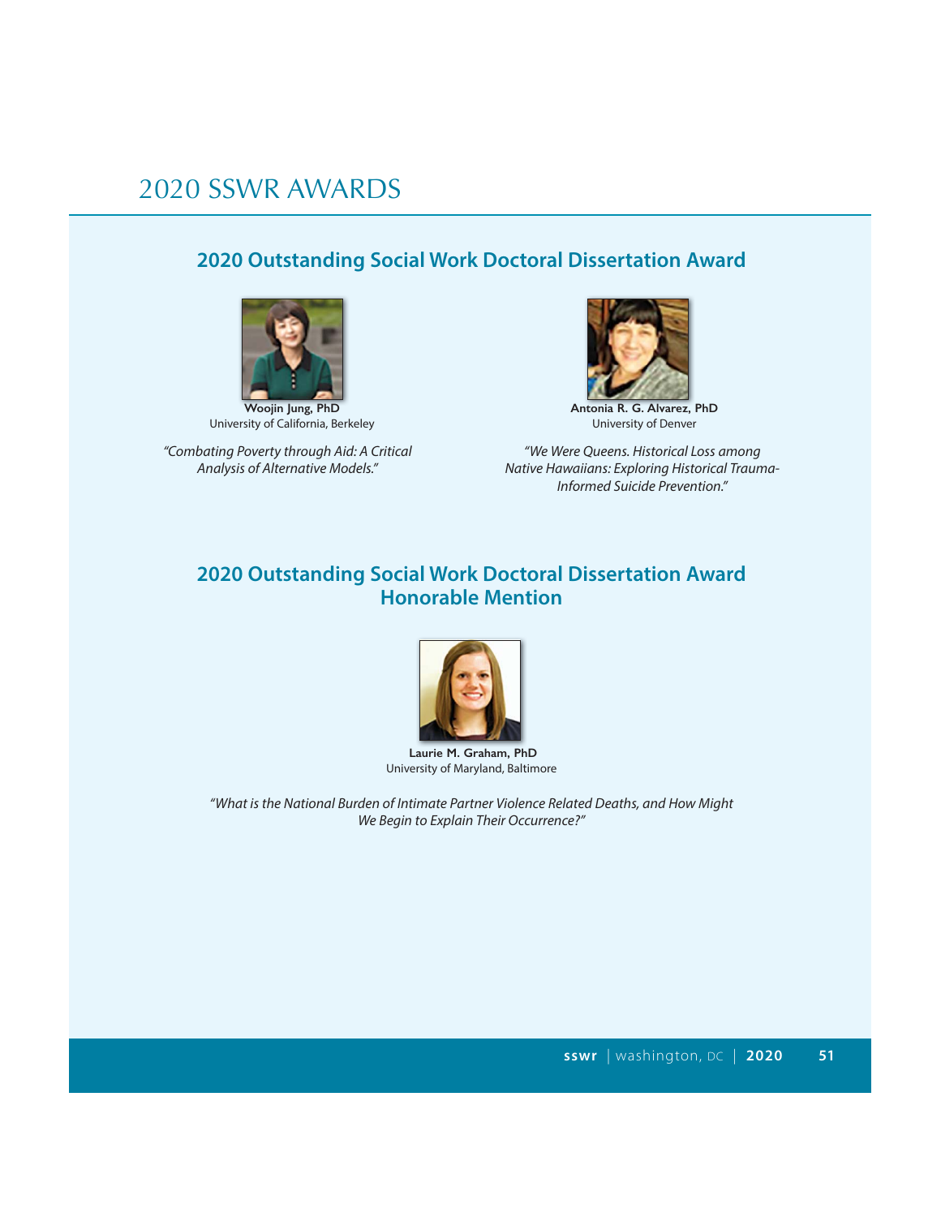# 2020 SSWR AWARDS

## 2020 Outstanding Social Work Doctoral Dissertation Award

**Woojin Jung, PhD**
University of California, Berkeley

*"Combating Poverty through Aid: A Critical Analysis of Alternative Models."*

**Antonia R. G. Alvarez, PhD**
University of Denver

*"We Were Queens. Historical Loss among Native Hawaiians: Exploring Historical Trauma-Informed Suicide Prevention."*

## 2020 Outstanding Social Work Doctoral Dissertation Award Honorable Mention

**Laurie M. Graham, PhD**
University of Maryland, Baltimore

*"What is the National Burden of Intimate Partner Violence Related Deaths, and How Might We Begin to Explain Their Occurrence?"*